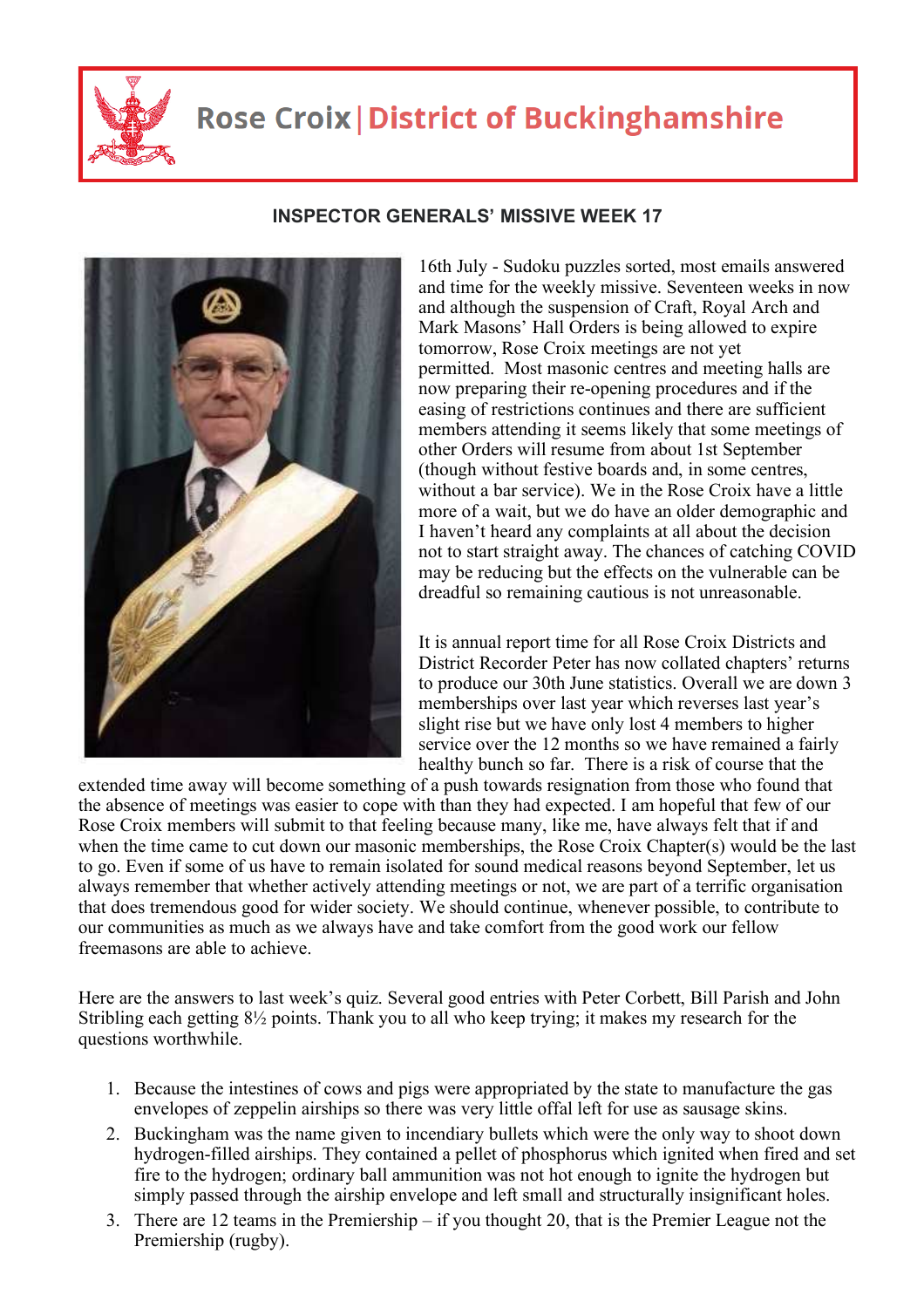# Rose Croix | District of Buckinghamshire

## INSPECTOR GENERALS' MISSIVE WEEK 17

16th July - Sudoku puzzles sorted, most emails answered and time for the weekly missive. Seventeen weeks in now and although the suspension of Craft, Royal Arch and Mark Masons' Hall Orders is being allowed to expire tomorrow, Rose Croix meetings are not yet permitted. Most masonic centres and meeting halls are now preparing their re-opening procedures and if the easing of restrictions continues and there are sufficient members attending it seems likely that some meetings of other Orders will resume from about 1st September (though without festive boards and, in some centres, without a bar service). We in the Rose Croix have a little more of a wait, but we do have an older demographic and I haven't heard any complaints at all about the decision not to start straight away. The chances of catching COVID may be reducing but the effects on the vulnerable can be dreadful so remaining cautious is not unreasonable.

It is annual report time for all Rose Croix Districts and District Recorder Peter has now collated chapters' returns to produce our 30th June statistics. Overall we are down 3 memberships over last year which reverses last year's slight rise but we have only lost 4 members to higher service over the 12 months so we have remained a fairly healthy bunch so far. There is a risk of course that the extended time away will become something of a push towards resignation from those who found that the absence of meetings was easier to cope with than they had expected. I am hopeful that few of our Rose Croix members will submit to that feeling because many, like me, have always felt that if and when the time came to cut down our masonic memberships, the Rose Croix Chapter(s) would be the last to go. Even if some of us have to remain isolated for sound medical reasons beyond September, let us always remember that whether actively attending meetings or not, we are part of a terrific organisation that does tremendous good for wider society. We should continue, whenever possible, to contribute to our communities as much as we always have and take comfort from the good work our fellow freemasons are able to achieve.

Here are the answers to last week's quiz. Several good entries with Peter Corbett, Bill Parish and John Stribling each getting 8½ points. Thank you to all who keep trying; it makes my research for the questions worthwhile.

1. Because the intestines of cows and pigs were appropriated by the state to manufacture the gas envelopes of zeppelin airships so there was very little offal left for use as sausage skins.
2. Buckingham was the name given to incendiary bullets which were the only way to shoot down hydrogen-filled airships. They contained a pellet of phosphorus which ignited when fired and set fire to the hydrogen; ordinary ball ammunition was not hot enough to ignite the hydrogen but simply passed through the airship envelope and left small and structurally insignificant holes.
3. There are 12 teams in the Premiership – if you thought 20, that is the Premier League not the Premiership (rugby).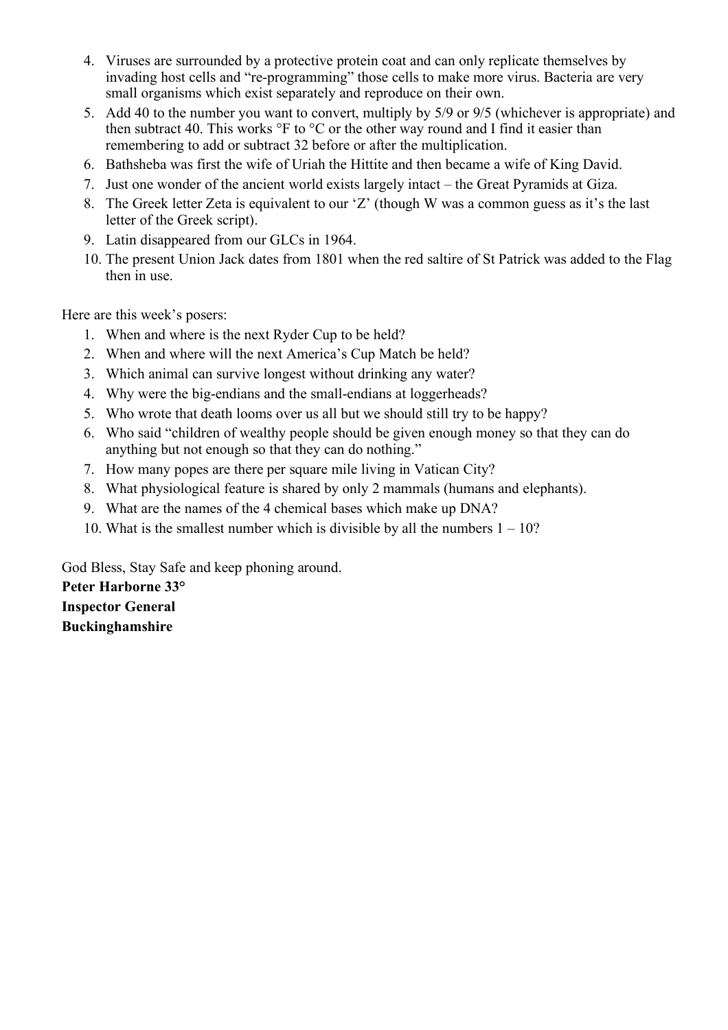4. Viruses are surrounded by a protective protein coat and can only replicate themselves by invading host cells and "re-programming" those cells to make more virus. Bacteria are very small organisms which exist separately and reproduce on their own.
5. Add 40 to the number you want to convert, multiply by 5/9 or 9/5 (whichever is appropriate) and then subtract 40. This works °F to °C or the other way round and I find it easier than remembering to add or subtract 32 before or after the multiplication.
6. Bathsheba was first the wife of Uriah the Hittite and then became a wife of King David.
7. Just one wonder of the ancient world exists largely intact – the Great Pyramids at Giza.
8. The Greek letter Zeta is equivalent to our 'Z' (though W was a common guess as it's the last letter of the Greek script).
9. Latin disappeared from our GLCs in 1964.
10. The present Union Jack dates from 1801 when the red saltire of St Patrick was added to the Flag then in use.

Here are this week's posers:

1. When and where is the next Ryder Cup to be held?
2. When and where will the next America's Cup Match be held?
3. Which animal can survive longest without drinking any water?
4. Why were the big-endians and the small-endians at loggerheads?
5. Who wrote that death looms over us all but we should still try to be happy?
6. Who said "children of wealthy people should be given enough money so that they can do anything but not enough so that they can do nothing."
7. How many popes are there per square mile living in Vatican City?
8. What physiological feature is shared by only 2 mammals (humans and elephants).
9. What are the names of the 4 chemical bases which make up DNA?
10. What is the smallest number which is divisible by all the numbers 1 – 10?

God Bless, Stay Safe and keep phoning around.

**Peter Harborne 33°**
**Inspector General**
**Buckinghamshire**